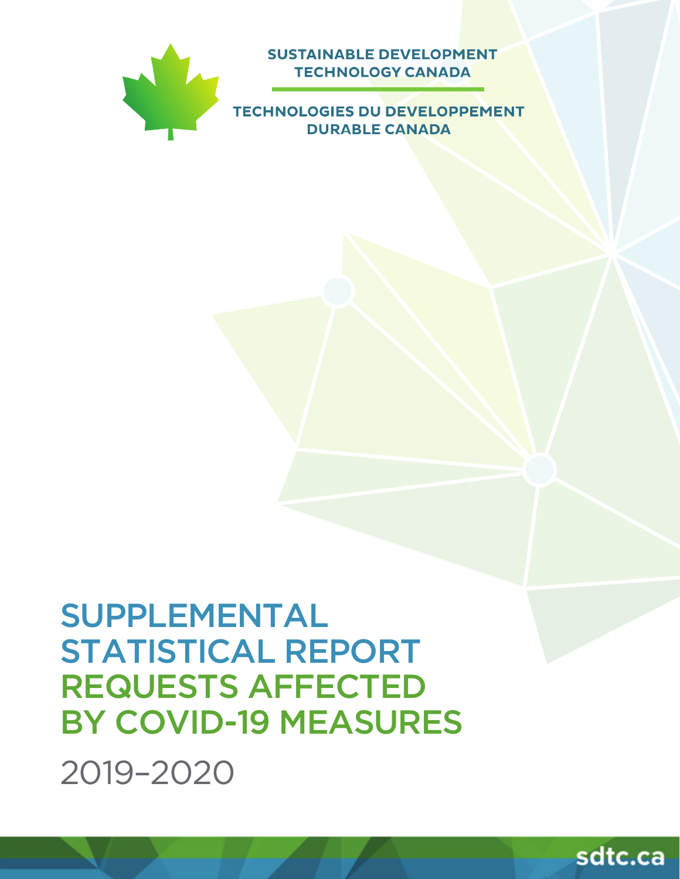SUSTAINABLE DEVELOPMENT TECHNOLOGY CANADA

TECHNOLOGIES DU DEVELOPPEMENT DURABLE CANADA

# SUPPLEMENTAL STATISTICAL REPORT REQUESTS AFFECTED BY COVID-19 MEASURES

2019–2020

sdtc.ca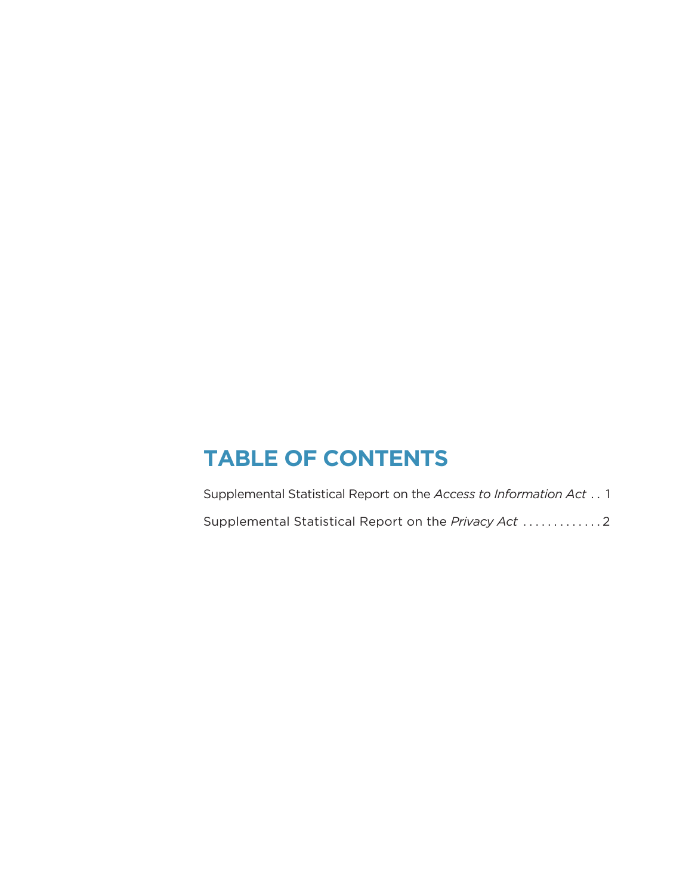# TABLE OF CONTENTS

Supplemental Statistical Report on the *Access to Information Act* . . 1

Supplemental Statistical Report on the *Privacy Act* . . . . . . . . . . . . . 2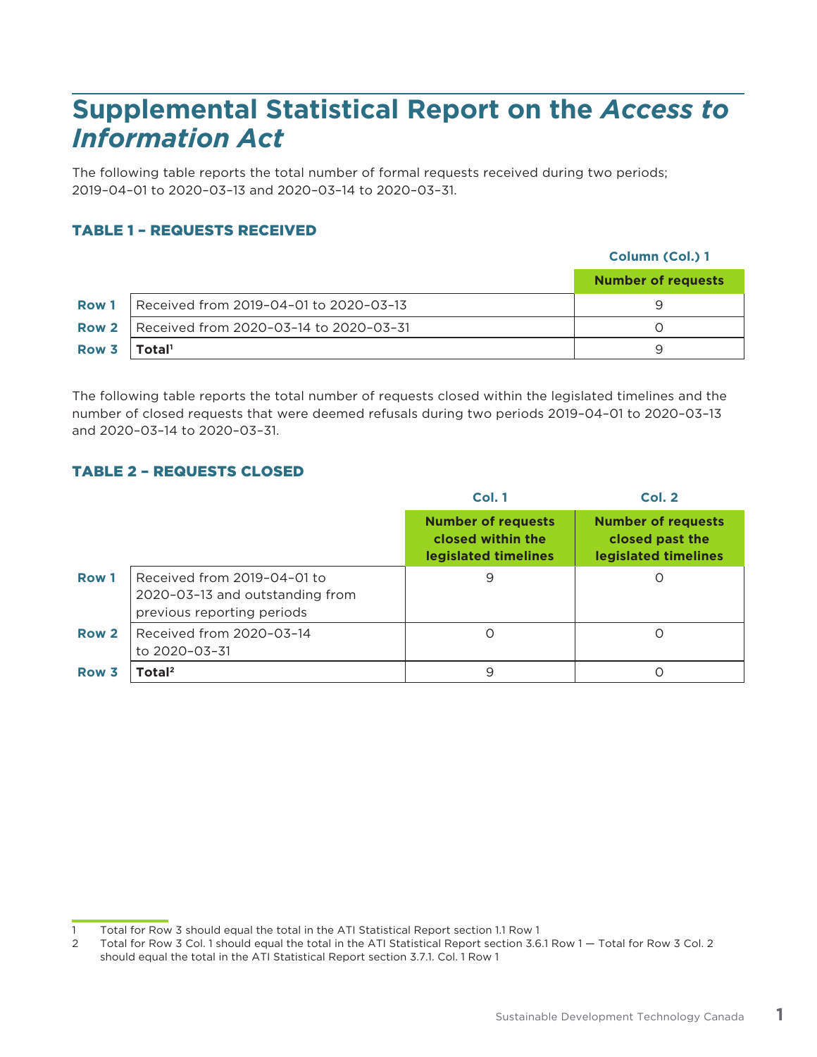# Supplemental Statistical Report on the *Access to Information Act*

The following table reports the total number of formal requests received during two periods; 2019–04–01 to 2020–03–13 and 2020–03–14 to 2020–03–31.

### TABLE 1 – REQUESTS RECEIVED

| | | Column (Col.) 1 |
|---|---|---|
| | | **Number of requests** |
| **Row 1** | Received from 2019–04–01 to 2020–03–13 | 9 |
| **Row 2** | Received from 2020–03–14 to 2020–03–31 | 0 |
| **Row 3** | **Total**[1] | 9 |

The following table reports the total number of requests closed within the legislated timelines and the number of closed requests that were deemed refusals during two periods 2019–04–01 to 2020–03–13 and 2020–03–14 to 2020–03–31.

### TABLE 2 – REQUESTS CLOSED

| | | Col. 1 | Col. 2 |
|---|---|---|---|
| | | **Number of requests closed within the legislated timelines** | **Number of requests closed past the legislated timelines** |
| **Row 1** | Received from 2019–04–01 to 2020–03–13 and outstanding from previous reporting periods | 9 | 0 |
| **Row 2** | Received from 2020–03–14 to 2020–03–31 | 0 | 0 |
| **Row 3** | **Total**[2] | 9 | 0 |

1 Total for Row 3 should equal the total in the ATI Statistical Report section 1.1 Row 1

2 Total for Row 3 Col. 1 should equal the total in the ATI Statistical Report section 3.6.1 Row 1 — Total for Row 3 Col. 2 should equal the total in the ATI Statistical Report section 3.7.1. Col. 1 Row 1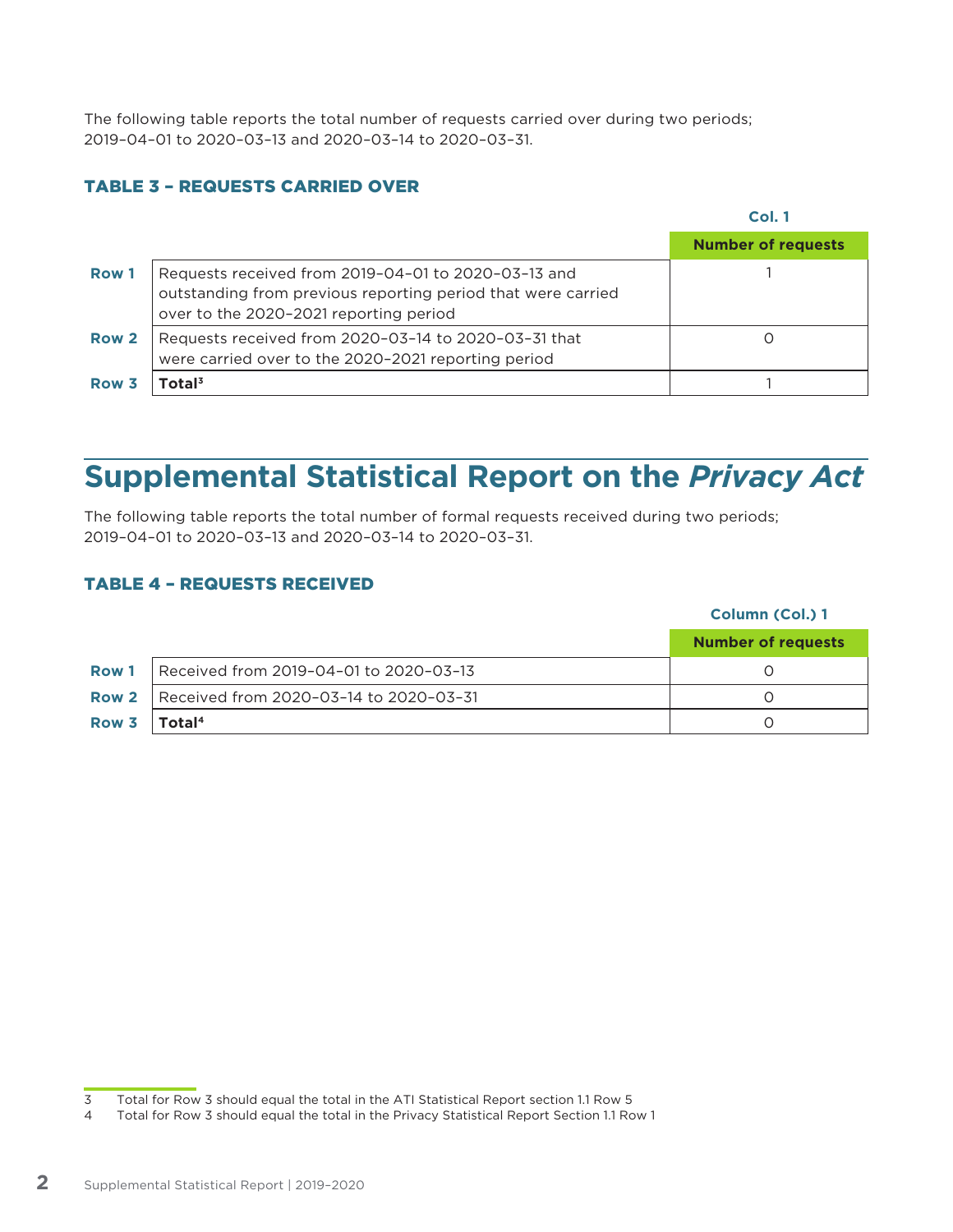The following table reports the total number of requests carried over during two periods; 2019-04-01 to 2020-03-13 and 2020-03-14 to 2020-03-31.

### TABLE 3 – REQUESTS CARRIED OVER

| | | Col. 1 |
|---|---|---|
| | | Number of requests |
| Row 1 | Requests received from 2019-04-01 to 2020-03-13 and outstanding from previous reporting period that were carried over to the 2020-2021 reporting period | 1 |
| Row 2 | Requests received from 2020-03-14 to 2020-03-31 that were carried over to the 2020-2021 reporting period | 0 |
| Row 3 | **Total**[3] | 1 |

## Supplemental Statistical Report on the *Privacy Act*

The following table reports the total number of formal requests received during two periods; 2019-04-01 to 2020-03-13 and 2020-03-14 to 2020-03-31.

### TABLE 4 – REQUESTS RECEIVED

| | | Column (Col.) 1 |
|---|---|---|
| | | Number of requests |
| Row 1 | Received from 2019-04-01 to 2020-03-13 | 0 |
| Row 2 | Received from 2020-03-14 to 2020-03-31 | 0 |
| Row 3 | **Total**[4] | 0 |

3 Total for Row 3 should equal the total in the ATI Statistical Report section 1.1 Row 5

4 Total for Row 3 should equal the total in the Privacy Statistical Report Section 1.1 Row 1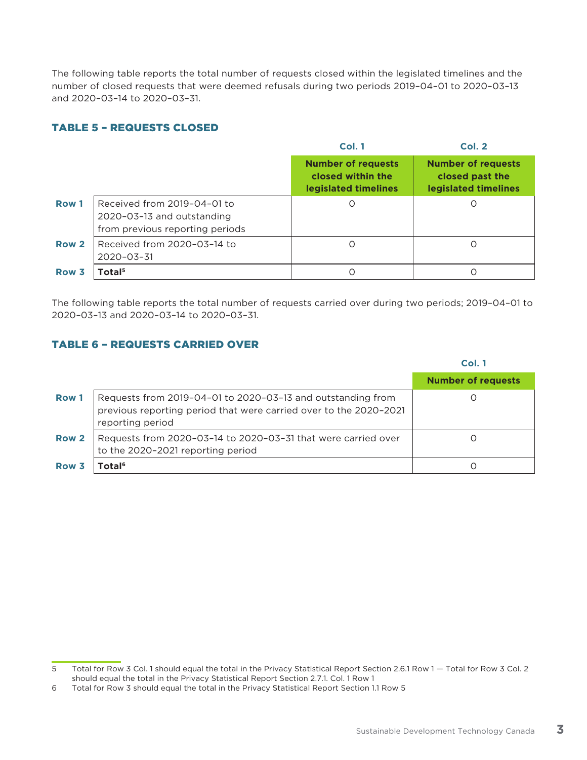The following table reports the total number of requests closed within the legislated timelines and the number of closed requests that were deemed refusals during two periods 2019-04-01 to 2020-03-13 and 2020-03-14 to 2020-03-31.

### TABLE 5 – REQUESTS CLOSED

| | | Col. 1 | Col. 2 |
|---|---|---|---|
| | | **Number of requests closed within the legislated timelines** | **Number of requests closed past the legislated timelines** |
| **Row 1** | Received from 2019-04-01 to 2020-03-13 and outstanding from previous reporting periods | 0 | 0 |
| **Row 2** | Received from 2020-03-14 to 2020-03-31 | 0 | 0 |
| **Row 3** | **Total**[5] | 0 | 0 |

The following table reports the total number of requests carried over during two periods; 2019-04-01 to 2020-03-13 and 2020-03-14 to 2020-03-31.

### TABLE 6 – REQUESTS CARRIED OVER

| | | Col. 1 |
|---|---|---|
| | | **Number of requests** |
| **Row 1** | Requests from 2019-04-01 to 2020-03-13 and outstanding from previous reporting period that were carried over to the 2020-2021 reporting period | 0 |
| **Row 2** | Requests from 2020-03-14 to 2020-03-31 that were carried over to the 2020-2021 reporting period | 0 |
| **Row 3** | **Total**[6] | 0 |

5 Total for Row 3 Col. 1 should equal the total in the Privacy Statistical Report Section 2.6.1 Row 1 — Total for Row 3 Col. 2 should equal the total in the Privacy Statistical Report Section 2.7.1. Col. 1 Row 1

6 Total for Row 3 should equal the total in the Privacy Statistical Report Section 1.1 Row 5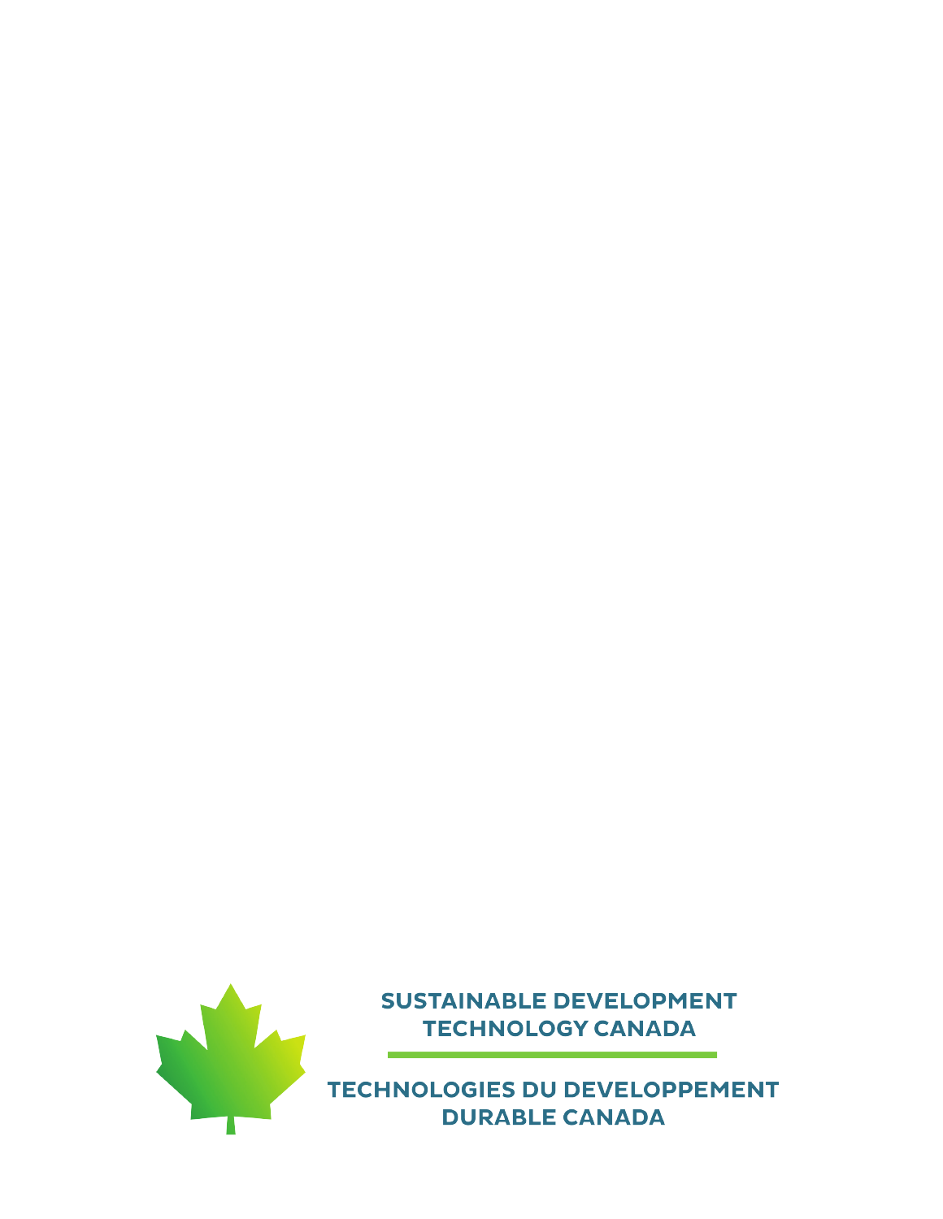SUSTAINABLE DEVELOPMENT TECHNOLOGY CANADA

TECHNOLOGIES DU DEVELOPPEMENT DURABLE CANADA